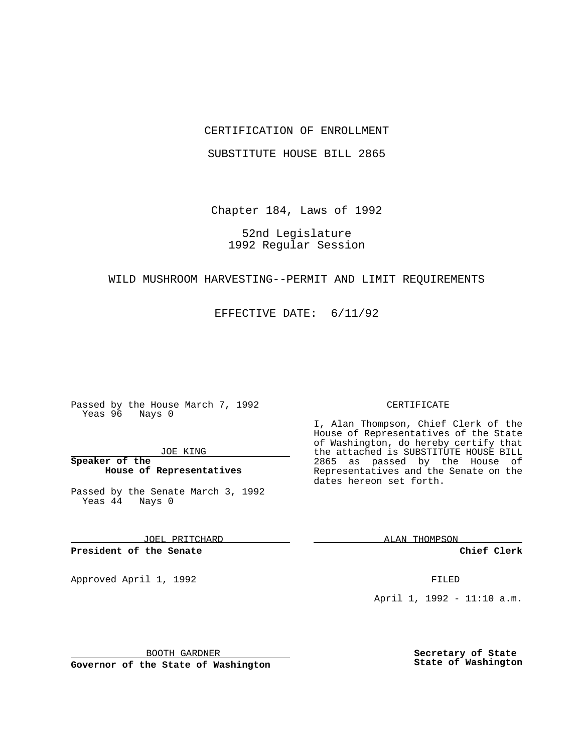CERTIFICATION OF ENROLLMENT

SUBSTITUTE HOUSE BILL 2865

Chapter 184, Laws of 1992

52nd Legislature
1992 Regular Session

WILD MUSHROOM HARVESTING--PERMIT AND LIMIT REQUIREMENTS

EFFECTIVE DATE: 6/11/92

Passed by the House March 7, 1992
Yeas 96 Nays 0

JOE KING

**Speaker of the House of Representatives**

Passed by the Senate March 3, 1992
Yeas 44 Nays 0

JOEL PRITCHARD

**President of the Senate**

Approved April 1, 1992

BOOTH GARDNER

**Governor of the State of Washington**

CERTIFICATE

I, Alan Thompson, Chief Clerk of the House of Representatives of the State of Washington, do hereby certify that the attached is SUBSTITUTE HOUSE BILL 2865 as passed by the House of Representatives and the Senate on the dates hereon set forth.

ALAN THOMPSON

**Chief Clerk**

FILED

April 1, 1992 - 11:10 a.m.

**Secretary of State**
**State of Washington**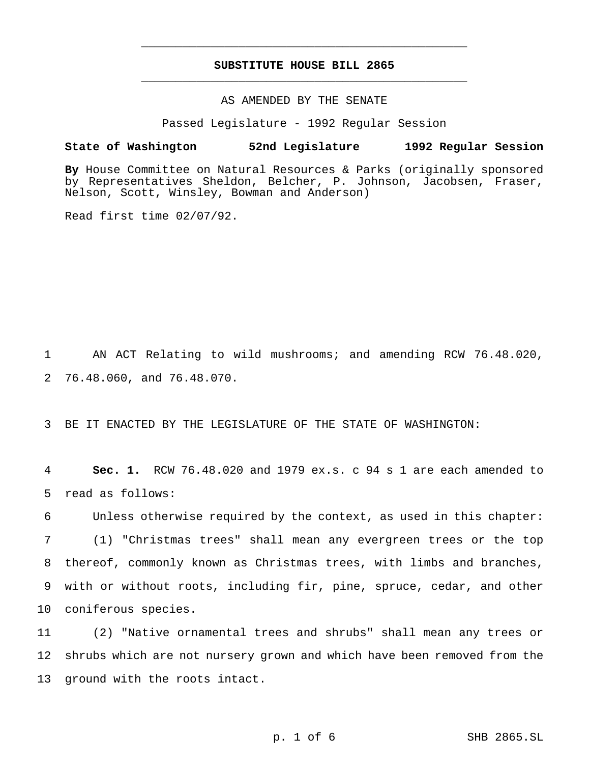# SUBSTITUTE HOUSE BILL 2865

AS AMENDED BY THE SENATE

Passed Legislature - 1992 Regular Session

**State of Washington 52nd Legislature 1992 Regular Session**

**By** House Committee on Natural Resources & Parks (originally sponsored by Representatives Sheldon, Belcher, P. Johnson, Jacobsen, Fraser, Nelson, Scott, Winsley, Bowman and Anderson)

Read first time 02/07/92.

AN ACT Relating to wild mushrooms; and amending RCW 76.48.020, 76.48.060, and 76.48.070.

BE IT ENACTED BY THE LEGISLATURE OF THE STATE OF WASHINGTON:

**Sec. 1.** RCW 76.48.020 and 1979 ex.s. c 94 s 1 are each amended to read as follows:

Unless otherwise required by the context, as used in this chapter:

(1) "Christmas trees" shall mean any evergreen trees or the top thereof, commonly known as Christmas trees, with limbs and branches, with or without roots, including fir, pine, spruce, cedar, and other coniferous species.

(2) "Native ornamental trees and shrubs" shall mean any trees or shrubs which are not nursery grown and which have been removed from the ground with the roots intact.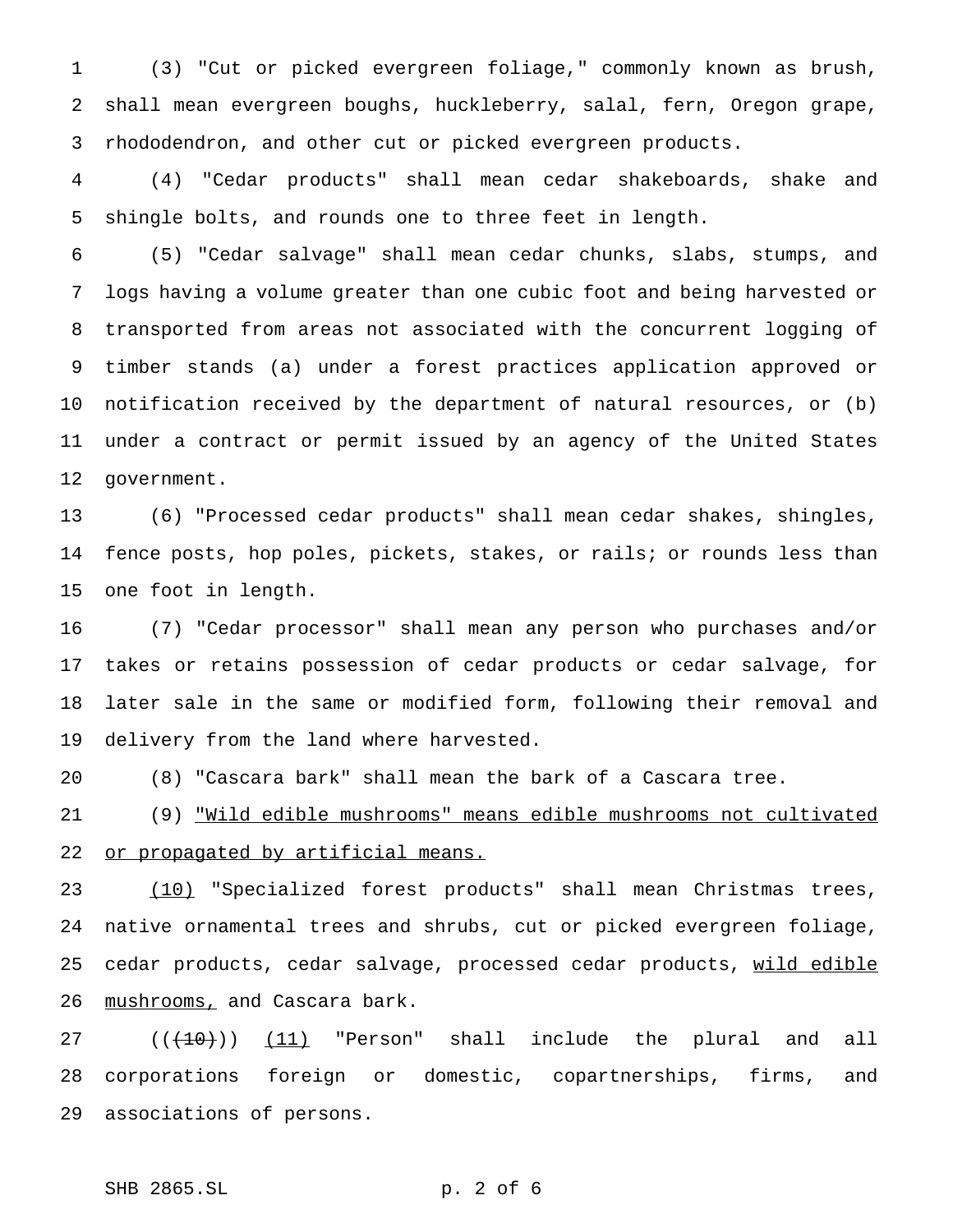(3) "Cut or picked evergreen foliage," commonly known as brush, shall mean evergreen boughs, huckleberry, salal, fern, Oregon grape, rhododendron, and other cut or picked evergreen products.

(4) "Cedar products" shall mean cedar shakeboards, shake and shingle bolts, and rounds one to three feet in length.

(5) "Cedar salvage" shall mean cedar chunks, slabs, stumps, and logs having a volume greater than one cubic foot and being harvested or transported from areas not associated with the concurrent logging of timber stands (a) under a forest practices application approved or notification received by the department of natural resources, or (b) under a contract or permit issued by an agency of the United States government.

(6) "Processed cedar products" shall mean cedar shakes, shingles, fence posts, hop poles, pickets, stakes, or rails; or rounds less than one foot in length.

(7) "Cedar processor" shall mean any person who purchases and/or takes or retains possession of cedar products or cedar salvage, for later sale in the same or modified form, following their removal and delivery from the land where harvested.

(8) "Cascara bark" shall mean the bark of a Cascara tree.

(9) <u>"Wild edible mushrooms" means edible mushrooms not cultivated or propagated by artificial means.</u>

<u>(10)</u> "Specialized forest products" shall mean Christmas trees, native ornamental trees and shrubs, cut or picked evergreen foliage, cedar products, cedar salvage, processed cedar products, <u>wild edible mushrooms,</u> and Cascara bark.

((~~(10)~~)) <u>(11)</u> "Person" shall include the plural and all corporations foreign or domestic, copartnerships, firms, and associations of persons.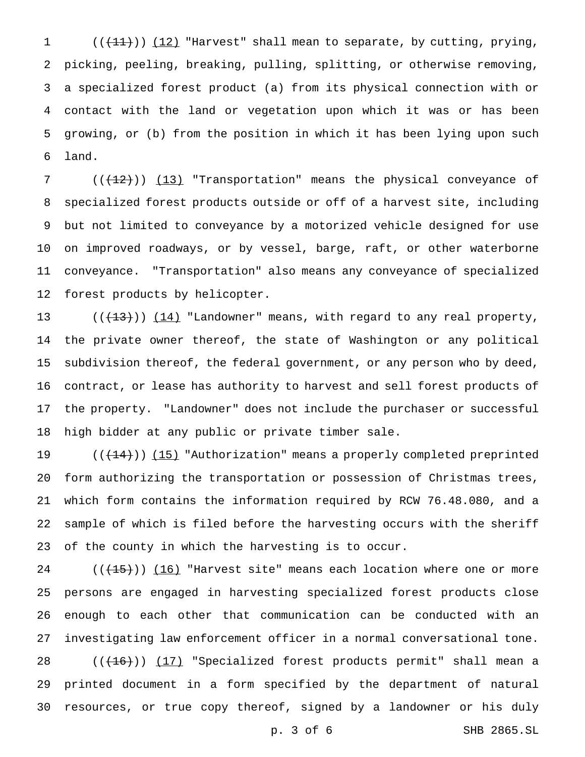(((11))) (12) "Harvest" shall mean to separate, by cutting, prying, picking, peeling, breaking, pulling, splitting, or otherwise removing, a specialized forest product (a) from its physical connection with or contact with the land or vegetation upon which it was or has been growing, or (b) from the position in which it has been lying upon such land.

(((12))) (13) "Transportation" means the physical conveyance of specialized forest products outside or off of a harvest site, including but not limited to conveyance by a motorized vehicle designed for use on improved roadways, or by vessel, barge, raft, or other waterborne conveyance. "Transportation" also means any conveyance of specialized forest products by helicopter.

(((13))) (14) "Landowner" means, with regard to any real property, the private owner thereof, the state of Washington or any political subdivision thereof, the federal government, or any person who by deed, contract, or lease has authority to harvest and sell forest products of the property. "Landowner" does not include the purchaser or successful high bidder at any public or private timber sale.

(((14))) (15) "Authorization" means a properly completed preprinted form authorizing the transportation or possession of Christmas trees, which form contains the information required by RCW 76.48.080, and a sample of which is filed before the harvesting occurs with the sheriff of the county in which the harvesting is to occur.

(((15))) (16) "Harvest site" means each location where one or more persons are engaged in harvesting specialized forest products close enough to each other that communication can be conducted with an investigating law enforcement officer in a normal conversational tone.

(((16))) (17) "Specialized forest products permit" shall mean a printed document in a form specified by the department of natural resources, or true copy thereof, signed by a landowner or his duly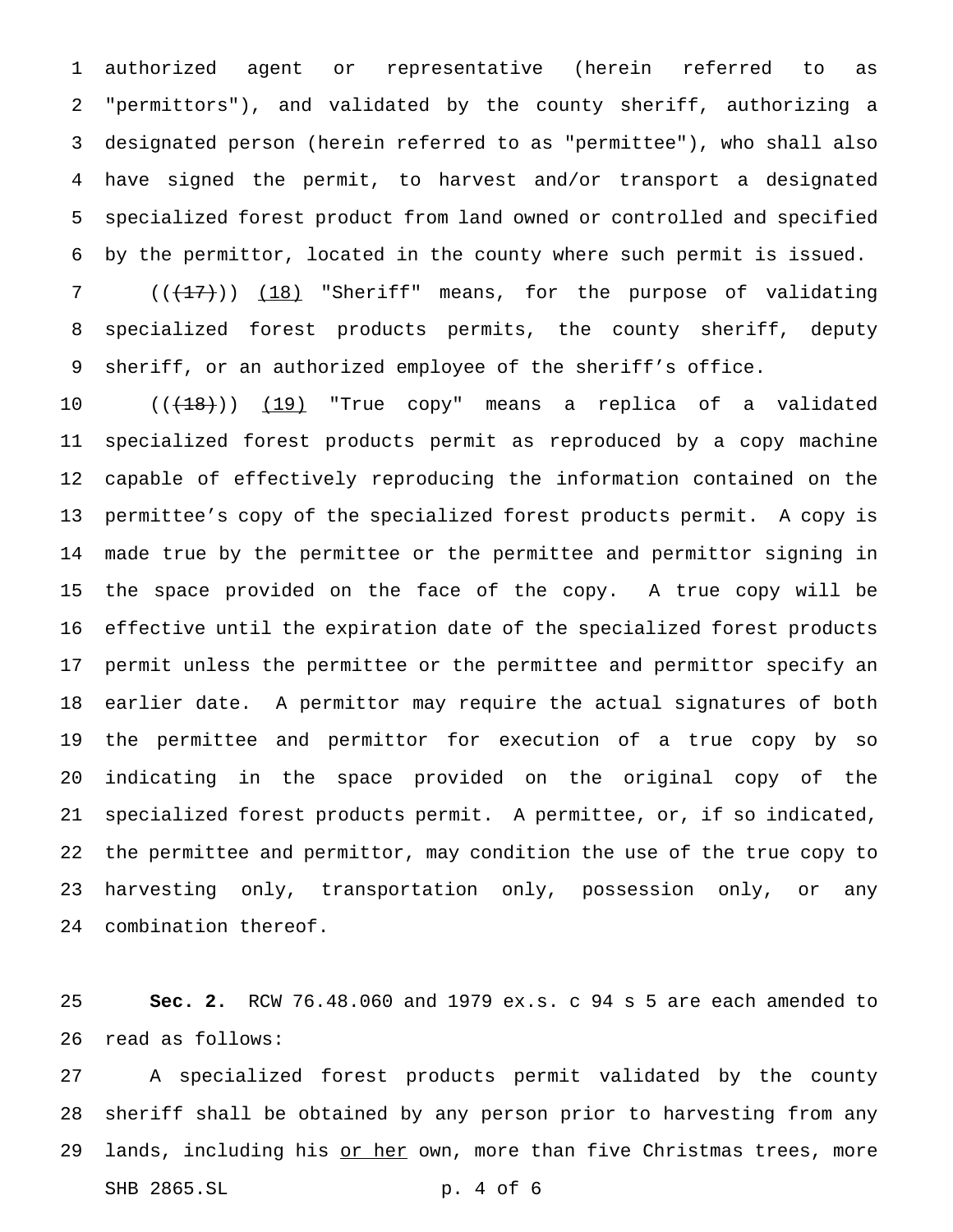authorized agent or representative (herein referred to as "permittors"), and validated by the county sheriff, authorizing a designated person (herein referred to as "permittee"), who shall also have signed the permit, to harvest and/or transport a designated specialized forest product from land owned or controlled and specified by the permittor, located in the county where such permit is issued.

(((17))) (18) "Sheriff" means, for the purpose of validating specialized forest products permits, the county sheriff, deputy sheriff, or an authorized employee of the sheriff's office.

(((18))) (19) "True copy" means a replica of a validated specialized forest products permit as reproduced by a copy machine capable of effectively reproducing the information contained on the permittee's copy of the specialized forest products permit. A copy is made true by the permittee or the permittee and permittor signing in the space provided on the face of the copy. A true copy will be effective until the expiration date of the specialized forest products permit unless the permittee or the permittee and permittor specify an earlier date. A permittor may require the actual signatures of both the permittee and permittor for execution of a true copy by so indicating in the space provided on the original copy of the specialized forest products permit. A permittee, or, if so indicated, the permittee and permittor, may condition the use of the true copy to harvesting only, transportation only, possession only, or any combination thereof.

**Sec. 2.** RCW 76.48.060 and 1979 ex.s. c 94 s 5 are each amended to read as follows:

A specialized forest products permit validated by the county sheriff shall be obtained by any person prior to harvesting from any lands, including his or her own, more than five Christmas trees, more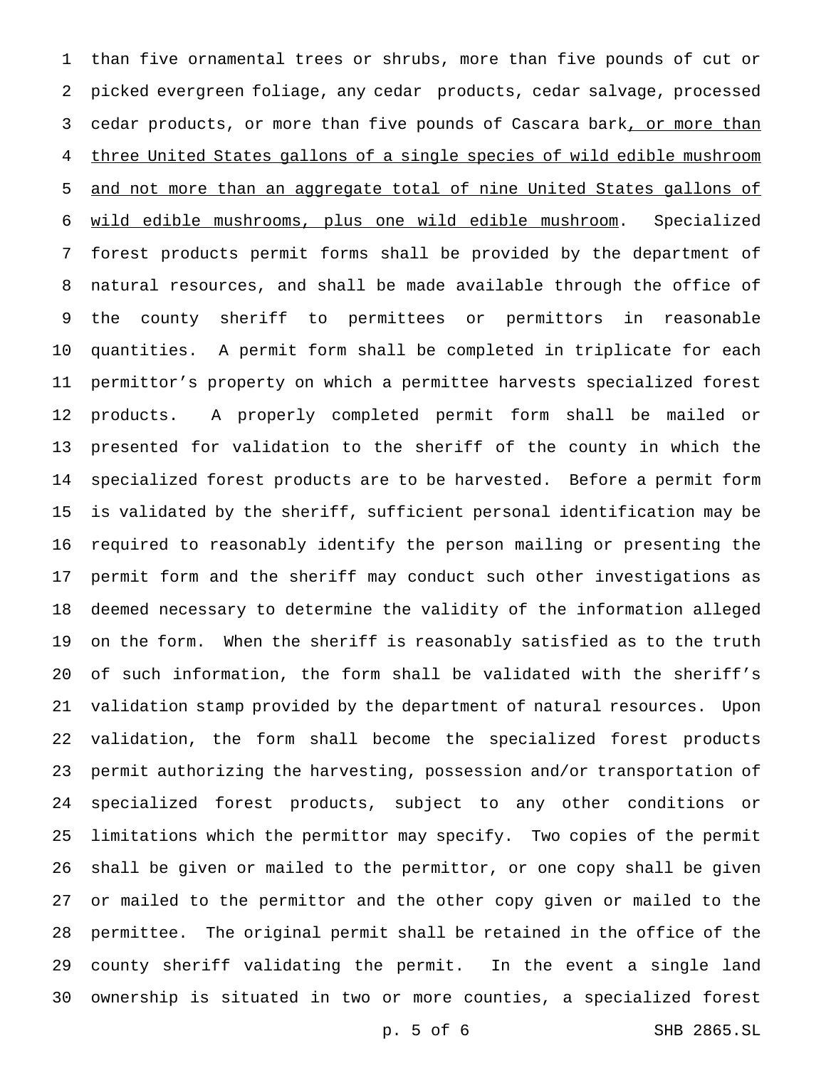than five ornamental trees or shrubs, more than five pounds of cut or picked evergreen foliage, any cedar products, cedar salvage, processed cedar products, or more than five pounds of Cascara bark, or more than three United States gallons of a single species of wild edible mushroom and not more than an aggregate total of nine United States gallons of wild edible mushrooms, plus one wild edible mushroom. Specialized forest products permit forms shall be provided by the department of natural resources, and shall be made available through the office of the county sheriff to permittees or permittors in reasonable quantities. A permit form shall be completed in triplicate for each permittor's property on which a permittee harvests specialized forest products. A properly completed permit form shall be mailed or presented for validation to the sheriff of the county in which the specialized forest products are to be harvested. Before a permit form is validated by the sheriff, sufficient personal identification may be required to reasonably identify the person mailing or presenting the permit form and the sheriff may conduct such other investigations as deemed necessary to determine the validity of the information alleged on the form. When the sheriff is reasonably satisfied as to the truth of such information, the form shall be validated with the sheriff's validation stamp provided by the department of natural resources. Upon validation, the form shall become the specialized forest products permit authorizing the harvesting, possession and/or transportation of specialized forest products, subject to any other conditions or limitations which the permittor may specify. Two copies of the permit shall be given or mailed to the permittor, or one copy shall be given or mailed to the permittor and the other copy given or mailed to the permittee. The original permit shall be retained in the office of the county sheriff validating the permit. In the event a single land ownership is situated in two or more counties, a specialized forest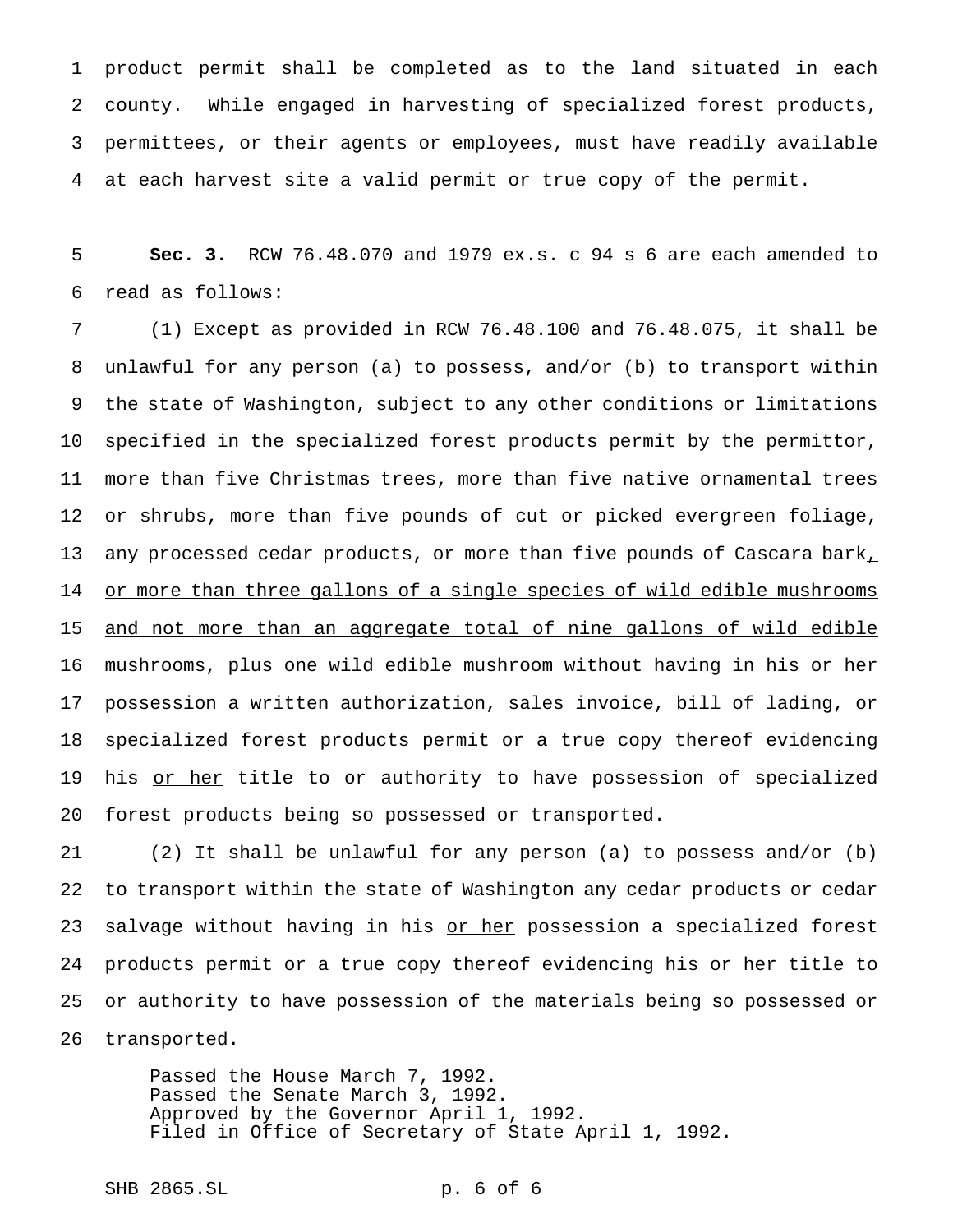product permit shall be completed as to the land situated in each county. While engaged in harvesting of specialized forest products, permittees, or their agents or employees, must have readily available at each harvest site a valid permit or true copy of the permit.

**Sec. 3.** RCW 76.48.070 and 1979 ex.s. c 94 s 6 are each amended to read as follows:

(1) Except as provided in RCW 76.48.100 and 76.48.075, it shall be unlawful for any person (a) to possess, and/or (b) to transport within the state of Washington, subject to any other conditions or limitations specified in the specialized forest products permit by the permittor, more than five Christmas trees, more than five native ornamental trees or shrubs, more than five pounds of cut or picked evergreen foliage, any processed cedar products, or more than five pounds of Cascara bark<u>, or more than three gallons of a single species of wild edible mushrooms and not more than an aggregate total of nine gallons of wild edible mushrooms, plus one wild edible mushroom</u> without having in his <u>or her</u> possession a written authorization, sales invoice, bill of lading, or specialized forest products permit or a true copy thereof evidencing his <u>or her</u> title to or authority to have possession of specialized forest products being so possessed or transported.

(2) It shall be unlawful for any person (a) to possess and/or (b) to transport within the state of Washington any cedar products or cedar salvage without having in his <u>or her</u> possession a specialized forest products permit or a true copy thereof evidencing his <u>or her</u> title to or authority to have possession of the materials being so possessed or transported.

Passed the House March 7, 1992.
Passed the Senate March 3, 1992.
Approved by the Governor April 1, 1992.
Filed in Office of Secretary of State April 1, 1992.